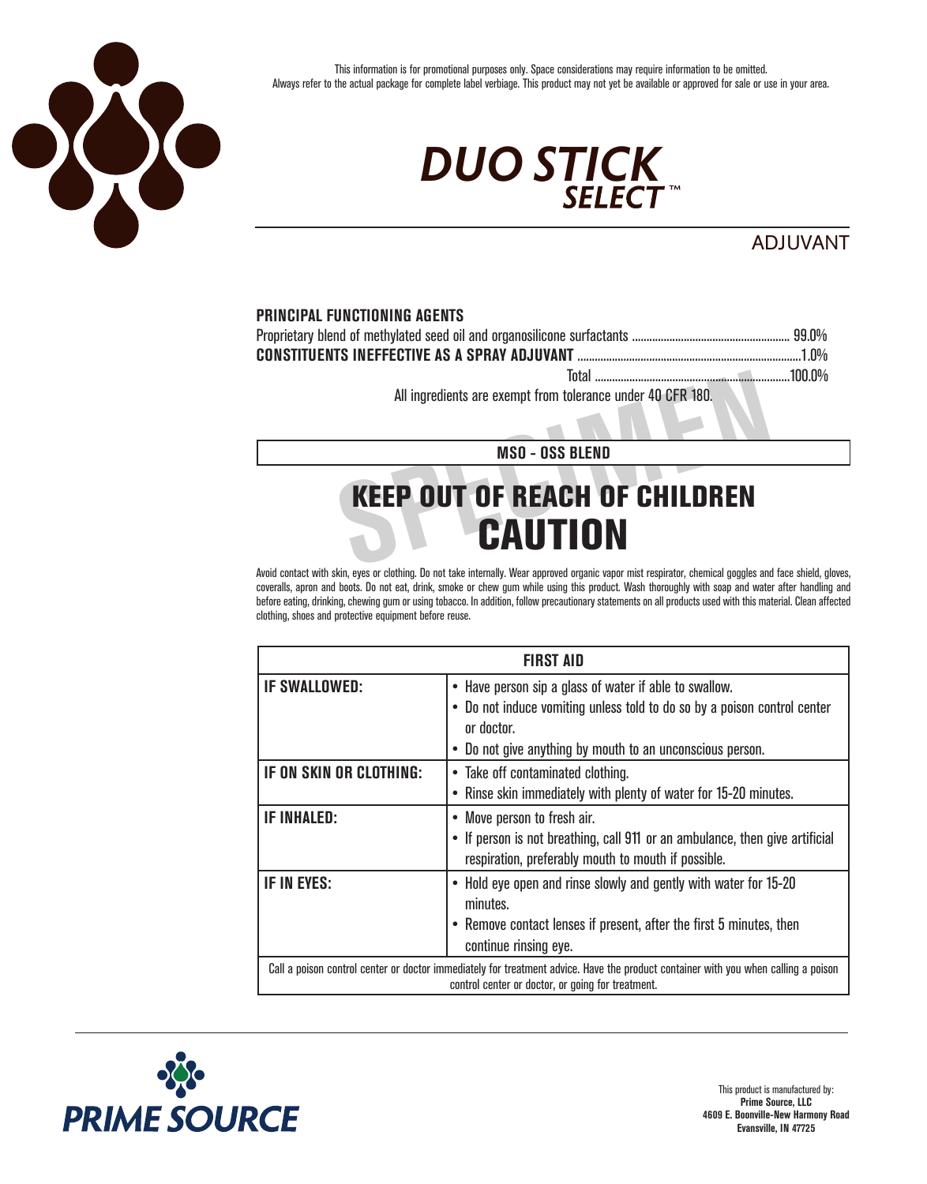This information is for promotional purposes only. Space considerations may require information to be omitted.
Always refer to the actual package for complete label verbiage. This product may not yet be available or approved for sale or use in your area.

# DUO STICK SELECT™

ADJUVANT

**PRINCIPAL FUNCTIONING AGENTS**

| | |
|---|---|
| Proprietary blend of methylated seed oil and organosilicone surfactants | 99.0% |
| **CONSTITUENTS INEFFECTIVE AS A SPRAY ADJUVANT** | 1.0% |
| Total | 100.0% |

All ingredients are exempt from tolerance under 40 CFR 180.

**MSO - OSS BLEND**

# KEEP OUT OF REACH OF CHILDREN

# CAUTION

Avoid contact with skin, eyes or clothing. Do not take internally. Wear approved organic vapor mist respirator, chemical goggles and face shield, gloves, coveralls, apron and boots. Do not eat, drink, smoke or chew gum while using this product. Wash thoroughly with soap and water after handling and before eating, drinking, chewing gum or using tobacco. In addition, follow precautionary statements on all products used with this material. Clean affected clothing, shoes and protective equipment before reuse.

| FIRST AID | |
|---|---|
| **IF SWALLOWED:** | • Have person sip a glass of water if able to swallow.<br>• Do not induce vomiting unless told to do so by a poison control center or doctor.<br>• Do not give anything by mouth to an unconscious person. |
| **IF ON SKIN OR CLOTHING:** | • Take off contaminated clothing.<br>• Rinse skin immediately with plenty of water for 15-20 minutes. |
| **IF INHALED:** | • Move person to fresh air.<br>• If person is not breathing, call 911 or an ambulance, then give artificial respiration, preferably mouth to mouth if possible. |
| **IF IN EYES:** | • Hold eye open and rinse slowly and gently with water for 15-20 minutes.<br>• Remove contact lenses if present, after the first 5 minutes, then continue rinsing eye. |
| Call a poison control center or doctor immediately for treatment advice. Have the product container with you when calling a poison control center or doctor, or going for treatment. | |

PRIME SOURCE

This product is manufactured by:
**Prime Source, LLC**
**4609 E. Boonville-New Harmony Road**
**Evansville, IN 47725**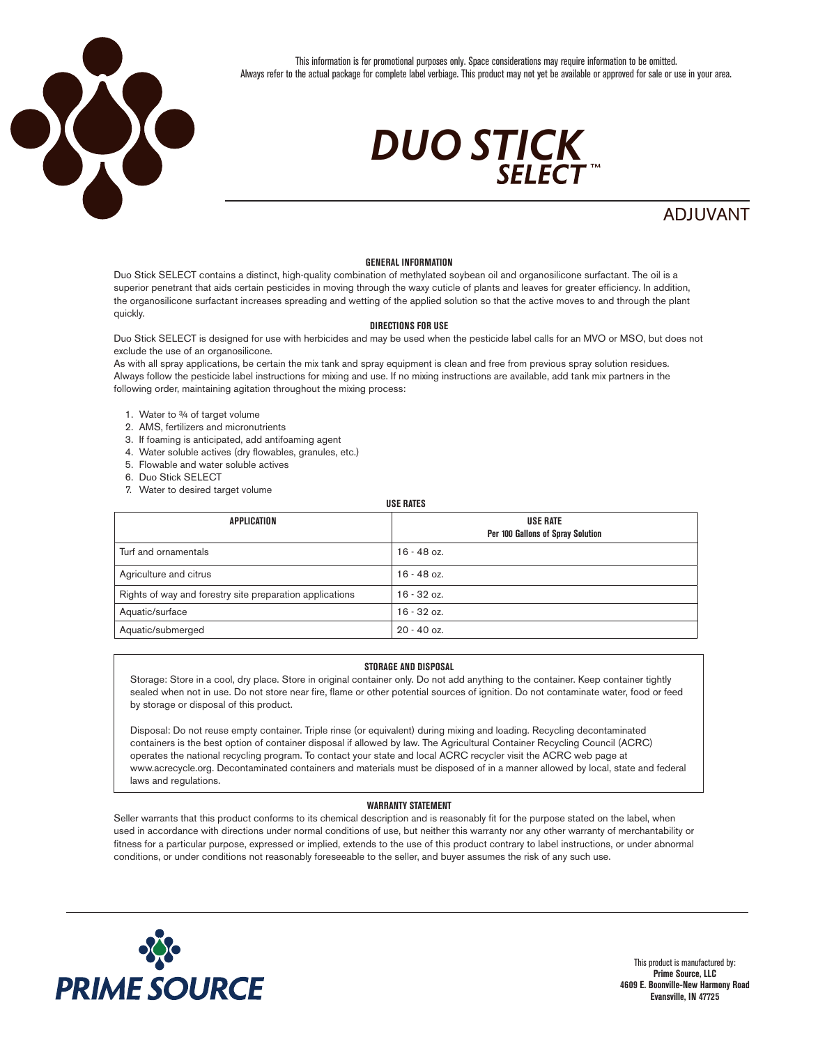This information is for promotional purposes only. Space considerations may require information to be omitted.
Always refer to the actual package for complete label verbiage. This product may not yet be available or approved for sale or use in your area.

# DUO STICK SELECT™

## ADJUVANT

### GENERAL INFORMATION

Duo Stick SELECT contains a distinct, high-quality combination of methylated soybean oil and organosilicone surfactant. The oil is a superior penetrant that aids certain pesticides in moving through the waxy cuticle of plants and leaves for greater efficiency. In addition, the organosilicone surfactant increases spreading and wetting of the applied solution so that the active moves to and through the plant quickly.

### DIRECTIONS FOR USE

Duo Stick SELECT is designed for use with herbicides and may be used when the pesticide label calls for an MVO or MSO, but does not exclude the use of an organosilicone.

As with all spray applications, be certain the mix tank and spray equipment is clean and free from previous spray solution residues. Always follow the pesticide label instructions for mixing and use. If no mixing instructions are available, add tank mix partners in the following order, maintaining agitation throughout the mixing process:

1. Water to ¾ of target volume
2. AMS, fertilizers and micronutrients
3. If foaming is anticipated, add antifoaming agent
4. Water soluble actives (dry flowables, granules, etc.)
5. Flowable and water soluble actives
6. Duo Stick SELECT
7. Water to desired target volume

### USE RATES

| APPLICATION | USE RATE Per 100 Gallons of Spray Solution |
|---|---|
| Turf and ornamentals | 16 - 48 oz. |
| Agriculture and citrus | 16 - 48 oz. |
| Rights of way and forestry site preparation applications | 16 - 32 oz. |
| Aquatic/surface | 16 - 32 oz. |
| Aquatic/submerged | 20 - 40 oz. |

### STORAGE AND DISPOSAL

Storage: Store in a cool, dry place. Store in original container only. Do not add anything to the container. Keep container tightly sealed when not in use. Do not store near fire, flame or other potential sources of ignition. Do not contaminate water, food or feed by storage or disposal of this product.

Disposal: Do not reuse empty container. Triple rinse (or equivalent) during mixing and loading. Recycling decontaminated containers is the best option of container disposal if allowed by law. The Agricultural Container Recycling Council (ACRC) operates the national recycling program. To contact your state and local ACRC recycler visit the ACRC web page at www.acrecycle.org. Decontaminated containers and materials must be disposed of in a manner allowed by local, state and federal laws and regulations.

### WARRANTY STATEMENT

Seller warrants that this product conforms to its chemical description and is reasonably fit for the purpose stated on the label, when used in accordance with directions under normal conditions of use, but neither this warranty nor any other warranty of merchantability or fitness for a particular purpose, expressed or implied, extends to the use of this product contrary to label instructions, or under abnormal conditions, or under conditions not reasonably foreseeable to the seller, and buyer assumes the risk of any such use.

PRIME SOURCE

This product is manufactured by:
**Prime Source, LLC**
**4609 E. Boonville-New Harmony Road**
**Evansville, IN 47725**